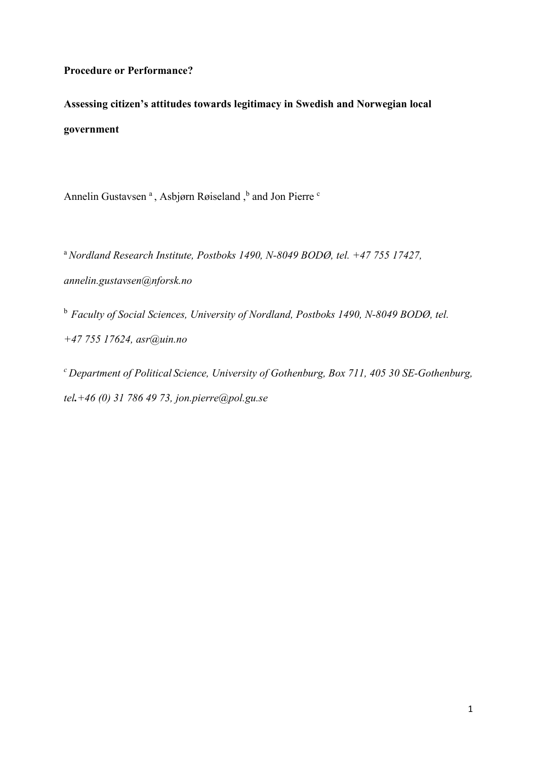**Procedure or Performance?**

**Assessing citizen's attitudes towards legitimacy in Swedish and Norwegian local government**

Annelin Gustavsen [a], Asbjørn Røiseland, [b] and Jon Pierre [c]

[a] *Nordland Research Institute, Postboks 1490, N-8049 BODØ, tel. +47 755 17427, annelin.gustavsen@nforsk.no*

[b] *Faculty of Social Sciences, University of Nordland, Postboks 1490, N-8049 BODØ, tel. +47 755 17624, asr@uin.no*

[c] *Department of Political Science, University of Gothenburg, Box 711, 405 30 SE-Gothenburg, tel.+46 (0) 31 786 49 73, jon.pierre@pol.gu.se*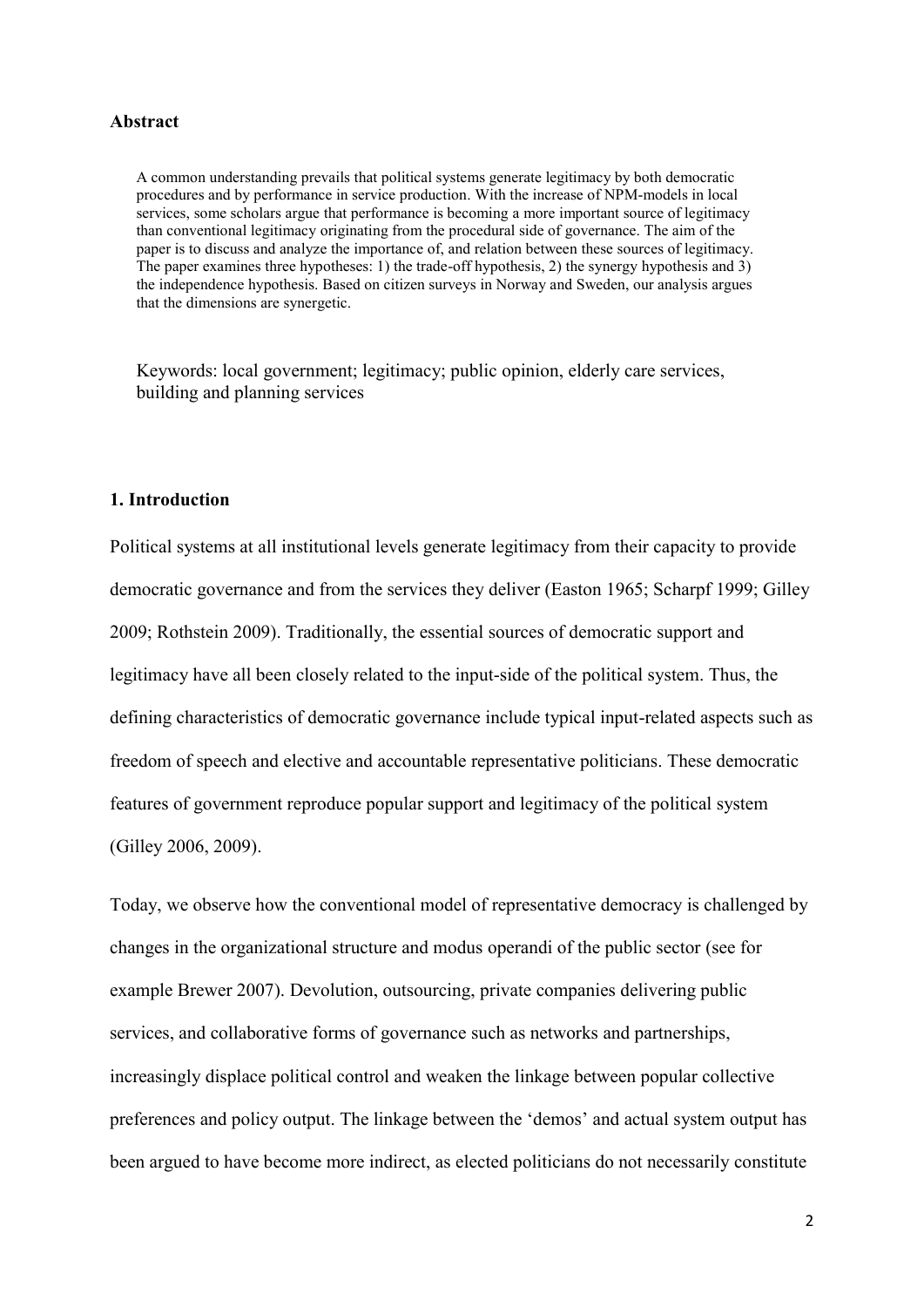## Abstract

A common understanding prevails that political systems generate legitimacy by both democratic procedures and by performance in service production. With the increase of NPM-models in local services, some scholars argue that performance is becoming a more important source of legitimacy than conventional legitimacy originating from the procedural side of governance. The aim of the paper is to discuss and analyze the importance of, and relation between these sources of legitimacy. The paper examines three hypotheses: 1) the trade-off hypothesis, 2) the synergy hypothesis and 3) the independence hypothesis. Based on citizen surveys in Norway and Sweden, our analysis argues that the dimensions are synergetic.

Keywords: local government; legitimacy; public opinion, elderly care services, building and planning services

## 1. Introduction

Political systems at all institutional levels generate legitimacy from their capacity to provide democratic governance and from the services they deliver (Easton 1965; Scharpf 1999; Gilley 2009; Rothstein 2009). Traditionally, the essential sources of democratic support and legitimacy have all been closely related to the input-side of the political system. Thus, the defining characteristics of democratic governance include typical input-related aspects such as freedom of speech and elective and accountable representative politicians. These democratic features of government reproduce popular support and legitimacy of the political system (Gilley 2006, 2009).

Today, we observe how the conventional model of representative democracy is challenged by changes in the organizational structure and modus operandi of the public sector (see for example Brewer 2007). Devolution, outsourcing, private companies delivering public services, and collaborative forms of governance such as networks and partnerships, increasingly displace political control and weaken the linkage between popular collective preferences and policy output. The linkage between the 'demos' and actual system output has been argued to have become more indirect, as elected politicians do not necessarily constitute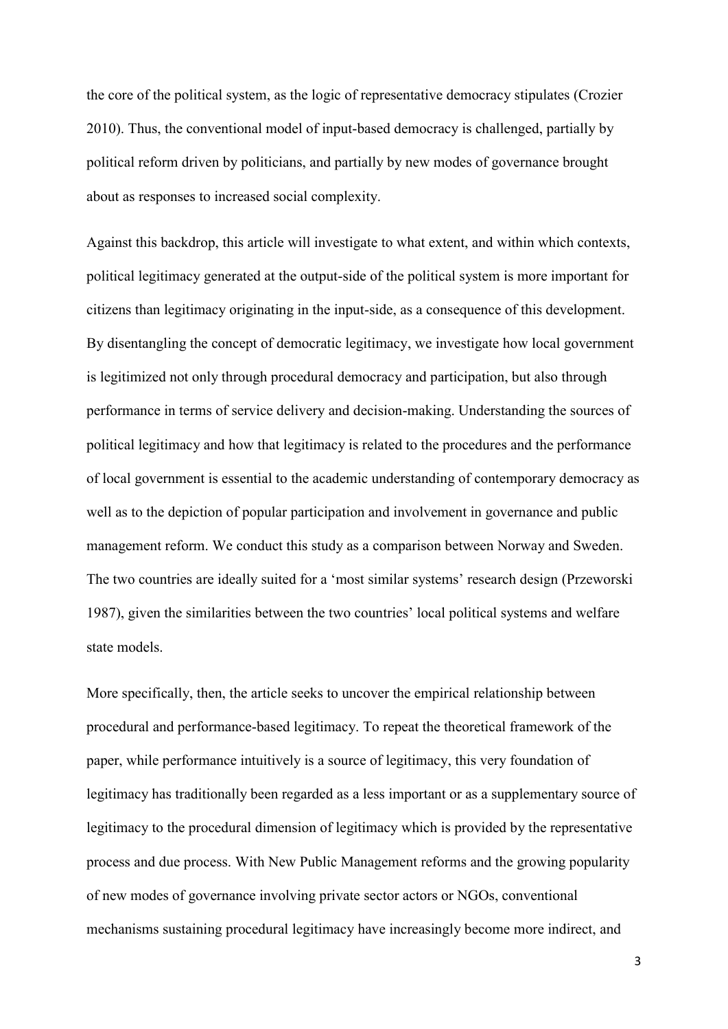the core of the political system, as the logic of representative democracy stipulates (Crozier 2010). Thus, the conventional model of input-based democracy is challenged, partially by political reform driven by politicians, and partially by new modes of governance brought about as responses to increased social complexity.

Against this backdrop, this article will investigate to what extent, and within which contexts, political legitimacy generated at the output-side of the political system is more important for citizens than legitimacy originating in the input-side, as a consequence of this development. By disentangling the concept of democratic legitimacy, we investigate how local government is legitimized not only through procedural democracy and participation, but also through performance in terms of service delivery and decision-making. Understanding the sources of political legitimacy and how that legitimacy is related to the procedures and the performance of local government is essential to the academic understanding of contemporary democracy as well as to the depiction of popular participation and involvement in governance and public management reform. We conduct this study as a comparison between Norway and Sweden. The two countries are ideally suited for a 'most similar systems' research design (Przeworski 1987), given the similarities between the two countries' local political systems and welfare state models.

More specifically, then, the article seeks to uncover the empirical relationship between procedural and performance-based legitimacy. To repeat the theoretical framework of the paper, while performance intuitively is a source of legitimacy, this very foundation of legitimacy has traditionally been regarded as a less important or as a supplementary source of legitimacy to the procedural dimension of legitimacy which is provided by the representative process and due process. With New Public Management reforms and the growing popularity of new modes of governance involving private sector actors or NGOs, conventional mechanisms sustaining procedural legitimacy have increasingly become more indirect, and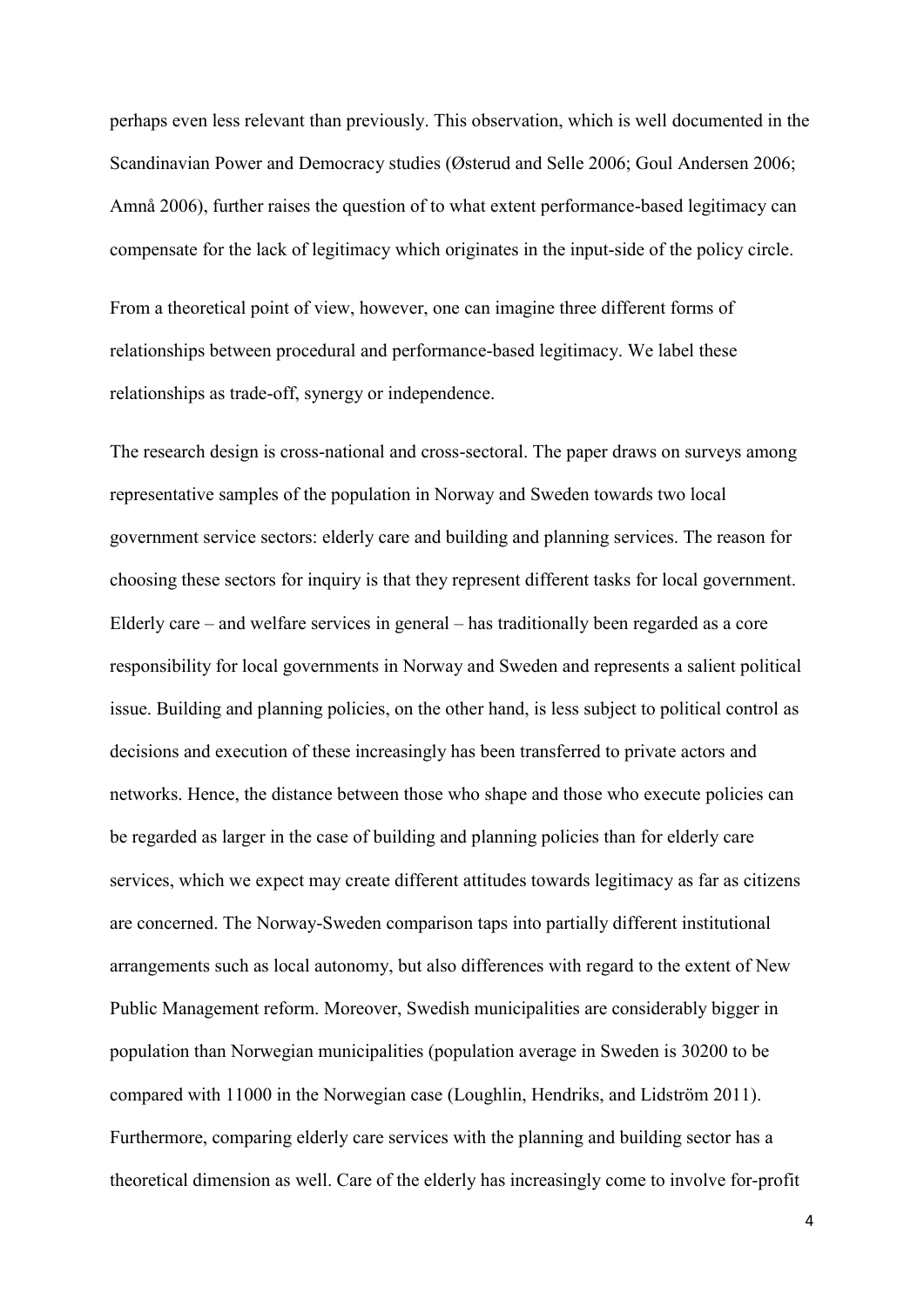perhaps even less relevant than previously. This observation, which is well documented in the Scandinavian Power and Democracy studies (Østerud and Selle 2006; Goul Andersen 2006; Amnå 2006), further raises the question of to what extent performance-based legitimacy can compensate for the lack of legitimacy which originates in the input-side of the policy circle.

From a theoretical point of view, however, one can imagine three different forms of relationships between procedural and performance-based legitimacy. We label these relationships as trade-off, synergy or independence.

The research design is cross-national and cross-sectoral. The paper draws on surveys among representative samples of the population in Norway and Sweden towards two local government service sectors: elderly care and building and planning services. The reason for choosing these sectors for inquiry is that they represent different tasks for local government. Elderly care – and welfare services in general – has traditionally been regarded as a core responsibility for local governments in Norway and Sweden and represents a salient political issue. Building and planning policies, on the other hand, is less subject to political control as decisions and execution of these increasingly has been transferred to private actors and networks. Hence, the distance between those who shape and those who execute policies can be regarded as larger in the case of building and planning policies than for elderly care services, which we expect may create different attitudes towards legitimacy as far as citizens are concerned. The Norway-Sweden comparison taps into partially different institutional arrangements such as local autonomy, but also differences with regard to the extent of New Public Management reform. Moreover, Swedish municipalities are considerably bigger in population than Norwegian municipalities (population average in Sweden is 30200 to be compared with 11000 in the Norwegian case (Loughlin, Hendriks, and Lidström 2011). Furthermore, comparing elderly care services with the planning and building sector has a theoretical dimension as well. Care of the elderly has increasingly come to involve for-profit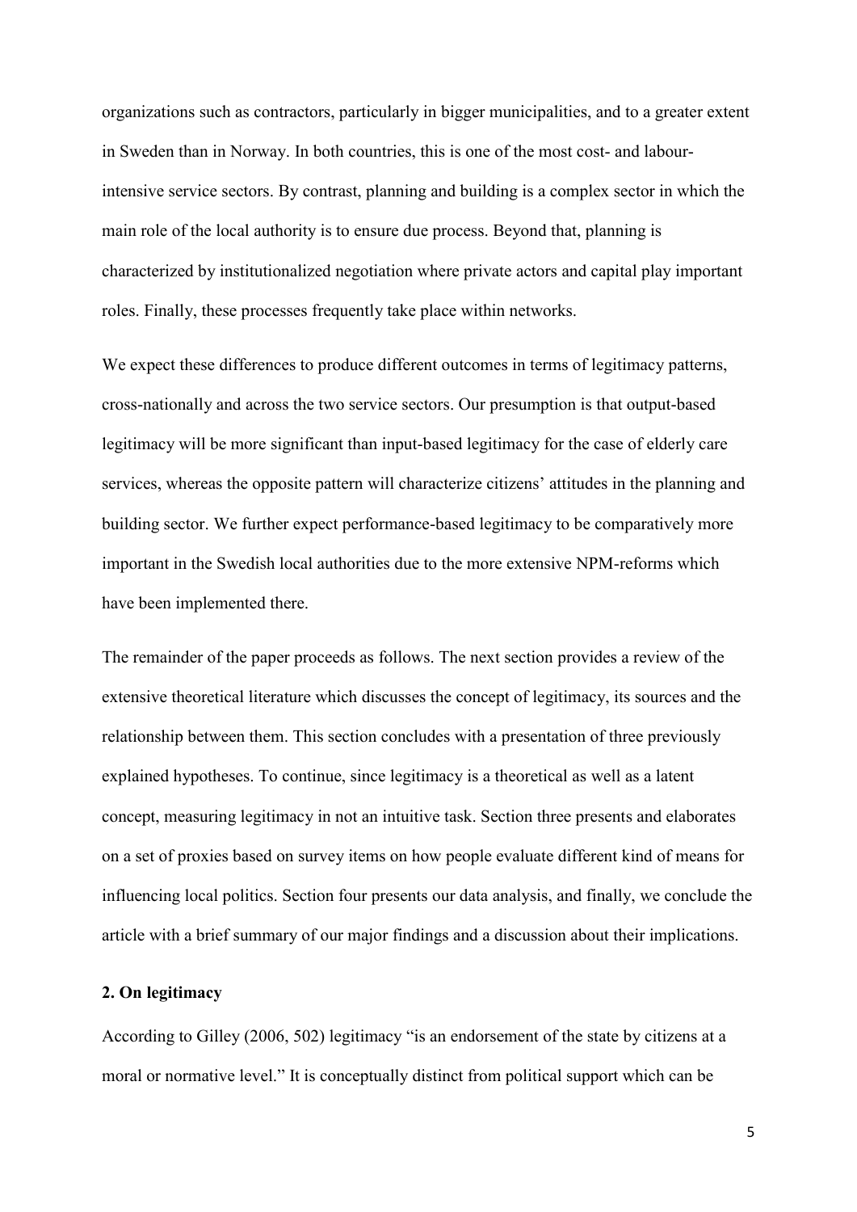organizations such as contractors, particularly in bigger municipalities, and to a greater extent in Sweden than in Norway. In both countries, this is one of the most cost- and labour-intensive service sectors. By contrast, planning and building is a complex sector in which the main role of the local authority is to ensure due process. Beyond that, planning is characterized by institutionalized negotiation where private actors and capital play important roles. Finally, these processes frequently take place within networks.

We expect these differences to produce different outcomes in terms of legitimacy patterns, cross-nationally and across the two service sectors. Our presumption is that output-based legitimacy will be more significant than input-based legitimacy for the case of elderly care services, whereas the opposite pattern will characterize citizens' attitudes in the planning and building sector. We further expect performance-based legitimacy to be comparatively more important in the Swedish local authorities due to the more extensive NPM-reforms which have been implemented there.

The remainder of the paper proceeds as follows. The next section provides a review of the extensive theoretical literature which discusses the concept of legitimacy, its sources and the relationship between them. This section concludes with a presentation of three previously explained hypotheses. To continue, since legitimacy is a theoretical as well as a latent concept, measuring legitimacy in not an intuitive task. Section three presents and elaborates on a set of proxies based on survey items on how people evaluate different kind of means for influencing local politics. Section four presents our data analysis, and finally, we conclude the article with a brief summary of our major findings and a discussion about their implications.

## 2. On legitimacy

According to Gilley (2006, 502) legitimacy "is an endorsement of the state by citizens at a moral or normative level." It is conceptually distinct from political support which can be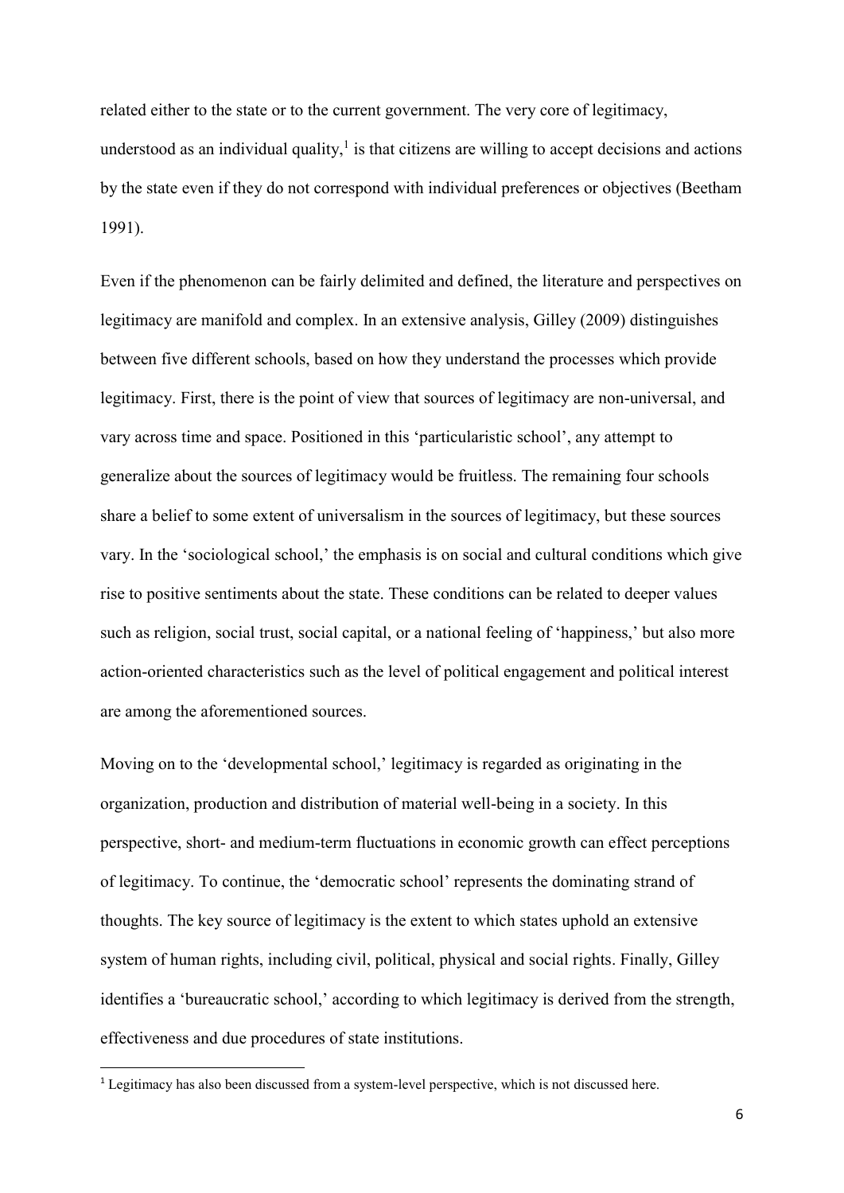related either to the state or to the current government. The very core of legitimacy, understood as an individual quality,[1] is that citizens are willing to accept decisions and actions by the state even if they do not correspond with individual preferences or objectives (Beetham 1991).

Even if the phenomenon can be fairly delimited and defined, the literature and perspectives on legitimacy are manifold and complex. In an extensive analysis, Gilley (2009) distinguishes between five different schools, based on how they understand the processes which provide legitimacy. First, there is the point of view that sources of legitimacy are non-universal, and vary across time and space. Positioned in this 'particularistic school', any attempt to generalize about the sources of legitimacy would be fruitless. The remaining four schools share a belief to some extent of universalism in the sources of legitimacy, but these sources vary. In the 'sociological school,' the emphasis is on social and cultural conditions which give rise to positive sentiments about the state. These conditions can be related to deeper values such as religion, social trust, social capital, or a national feeling of 'happiness,' but also more action-oriented characteristics such as the level of political engagement and political interest are among the aforementioned sources.

Moving on to the 'developmental school,' legitimacy is regarded as originating in the organization, production and distribution of material well-being in a society. In this perspective, short- and medium-term fluctuations in economic growth can effect perceptions of legitimacy. To continue, the 'democratic school' represents the dominating strand of thoughts. The key source of legitimacy is the extent to which states uphold an extensive system of human rights, including civil, political, physical and social rights. Finally, Gilley identifies a 'bureaucratic school,' according to which legitimacy is derived from the strength, effectiveness and due procedures of state institutions.

[1] Legitimacy has also been discussed from a system-level perspective, which is not discussed here.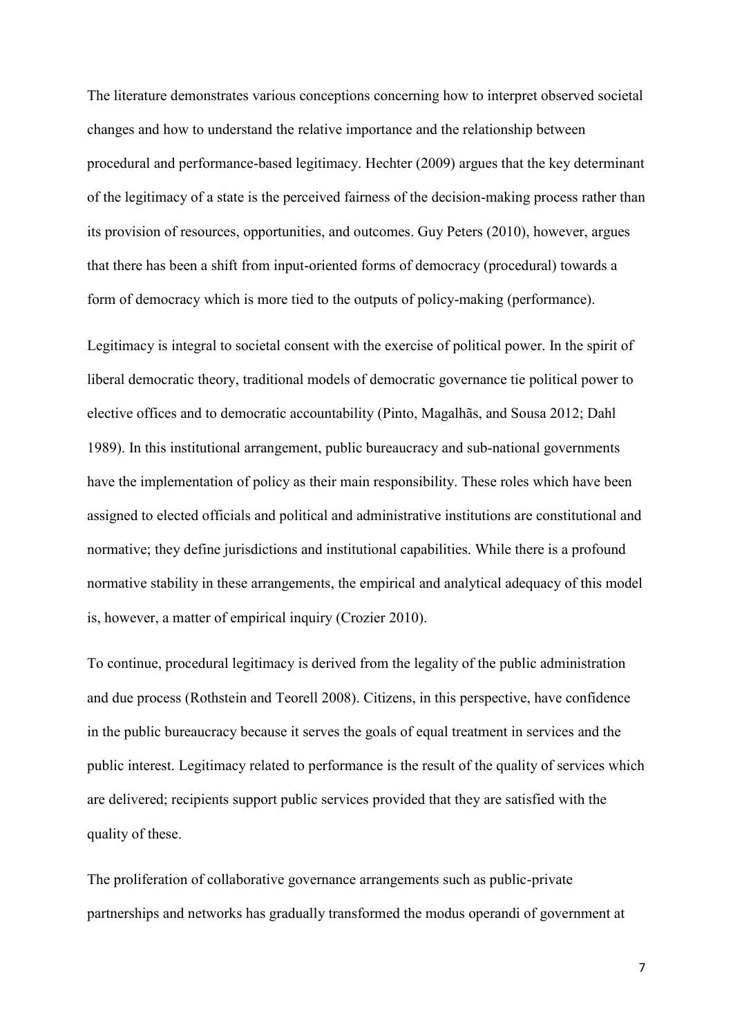The literature demonstrates various conceptions concerning how to interpret observed societal changes and how to understand the relative importance and the relationship between procedural and performance-based legitimacy. Hechter (2009) argues that the key determinant of the legitimacy of a state is the perceived fairness of the decision-making process rather than its provision of resources, opportunities, and outcomes. Guy Peters (2010), however, argues that there has been a shift from input-oriented forms of democracy (procedural) towards a form of democracy which is more tied to the outputs of policy-making (performance).

Legitimacy is integral to societal consent with the exercise of political power. In the spirit of liberal democratic theory, traditional models of democratic governance tie political power to elective offices and to democratic accountability (Pinto, Magalhãs, and Sousa 2012; Dahl 1989). In this institutional arrangement, public bureaucracy and sub-national governments have the implementation of policy as their main responsibility. These roles which have been assigned to elected officials and political and administrative institutions are constitutional and normative; they define jurisdictions and institutional capabilities. While there is a profound normative stability in these arrangements, the empirical and analytical adequacy of this model is, however, a matter of empirical inquiry (Crozier 2010).

To continue, procedural legitimacy is derived from the legality of the public administration and due process (Rothstein and Teorell 2008). Citizens, in this perspective, have confidence in the public bureaucracy because it serves the goals of equal treatment in services and the public interest. Legitimacy related to performance is the result of the quality of services which are delivered; recipients support public services provided that they are satisfied with the quality of these.

The proliferation of collaborative governance arrangements such as public-private partnerships and networks has gradually transformed the modus operandi of government at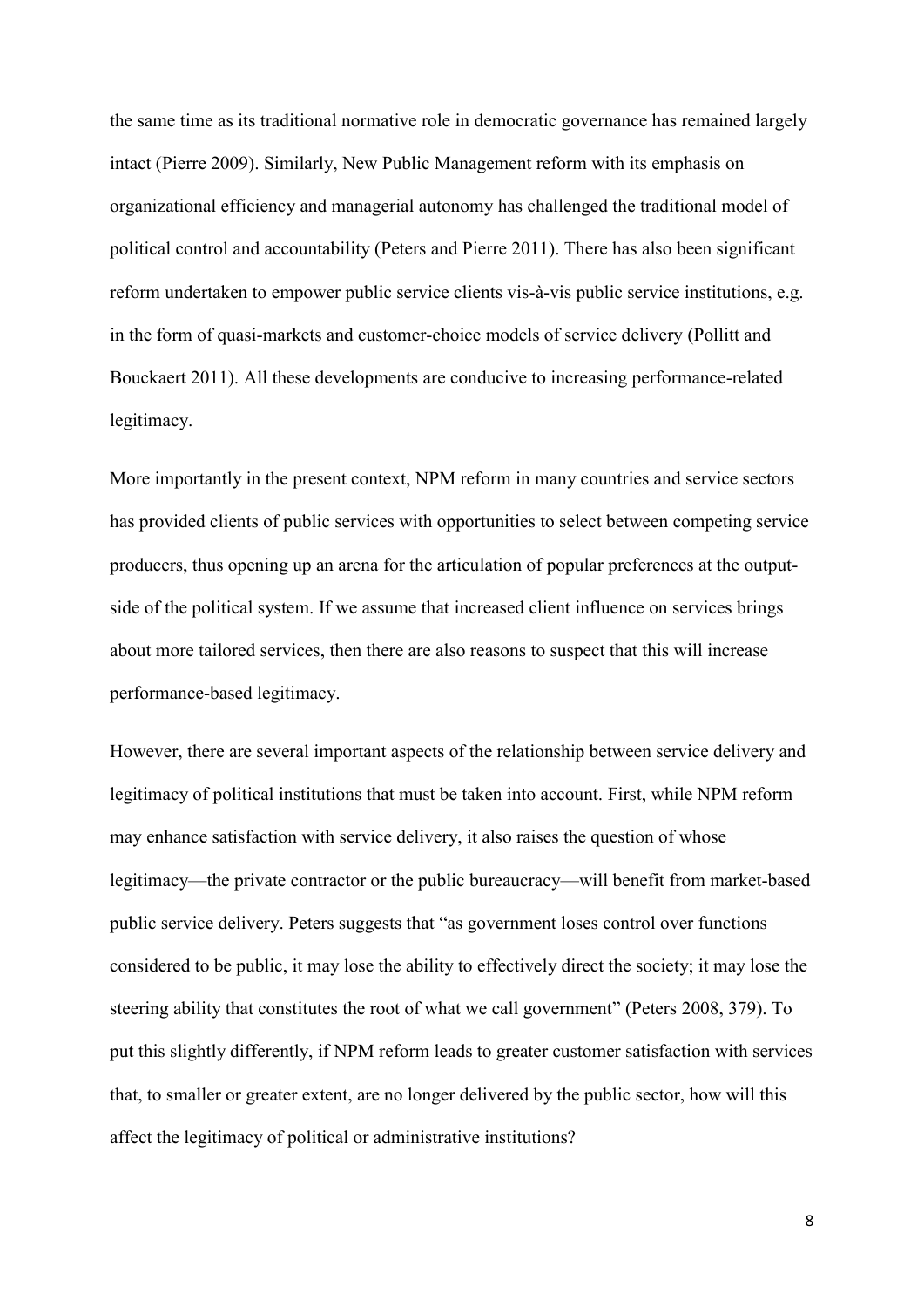the same time as its traditional normative role in democratic governance has remained largely intact (Pierre 2009). Similarly, New Public Management reform with its emphasis on organizational efficiency and managerial autonomy has challenged the traditional model of political control and accountability (Peters and Pierre 2011). There has also been significant reform undertaken to empower public service clients vis-à-vis public service institutions, e.g. in the form of quasi-markets and customer-choice models of service delivery (Pollitt and Bouckaert 2011). All these developments are conducive to increasing performance-related legitimacy.

More importantly in the present context, NPM reform in many countries and service sectors has provided clients of public services with opportunities to select between competing service producers, thus opening up an arena for the articulation of popular preferences at the output-side of the political system. If we assume that increased client influence on services brings about more tailored services, then there are also reasons to suspect that this will increase performance-based legitimacy.

However, there are several important aspects of the relationship between service delivery and legitimacy of political institutions that must be taken into account. First, while NPM reform may enhance satisfaction with service delivery, it also raises the question of whose legitimacy—the private contractor or the public bureaucracy—will benefit from market-based public service delivery. Peters suggests that "as government loses control over functions considered to be public, it may lose the ability to effectively direct the society; it may lose the steering ability that constitutes the root of what we call government" (Peters 2008, 379). To put this slightly differently, if NPM reform leads to greater customer satisfaction with services that, to smaller or greater extent, are no longer delivered by the public sector, how will this affect the legitimacy of political or administrative institutions?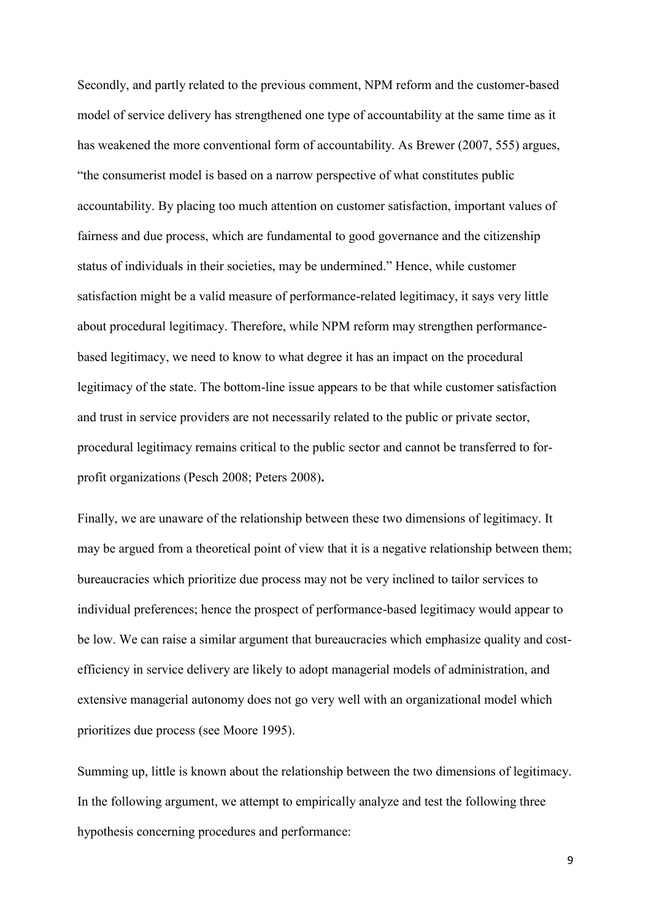Secondly, and partly related to the previous comment, NPM reform and the customer-based model of service delivery has strengthened one type of accountability at the same time as it has weakened the more conventional form of accountability. As Brewer (2007, 555) argues, "the consumerist model is based on a narrow perspective of what constitutes public accountability. By placing too much attention on customer satisfaction, important values of fairness and due process, which are fundamental to good governance and the citizenship status of individuals in their societies, may be undermined." Hence, while customer satisfaction might be a valid measure of performance-related legitimacy, it says very little about procedural legitimacy. Therefore, while NPM reform may strengthen performance-based legitimacy, we need to know to what degree it has an impact on the procedural legitimacy of the state. The bottom-line issue appears to be that while customer satisfaction and trust in service providers are not necessarily related to the public or private sector, procedural legitimacy remains critical to the public sector and cannot be transferred to for-profit organizations (Pesch 2008; Peters 2008)**.**

Finally, we are unaware of the relationship between these two dimensions of legitimacy. It may be argued from a theoretical point of view that it is a negative relationship between them; bureaucracies which prioritize due process may not be very inclined to tailor services to individual preferences; hence the prospect of performance-based legitimacy would appear to be low. We can raise a similar argument that bureaucracies which emphasize quality and cost-efficiency in service delivery are likely to adopt managerial models of administration, and extensive managerial autonomy does not go very well with an organizational model which prioritizes due process (see Moore 1995).

Summing up, little is known about the relationship between the two dimensions of legitimacy. In the following argument, we attempt to empirically analyze and test the following three hypothesis concerning procedures and performance: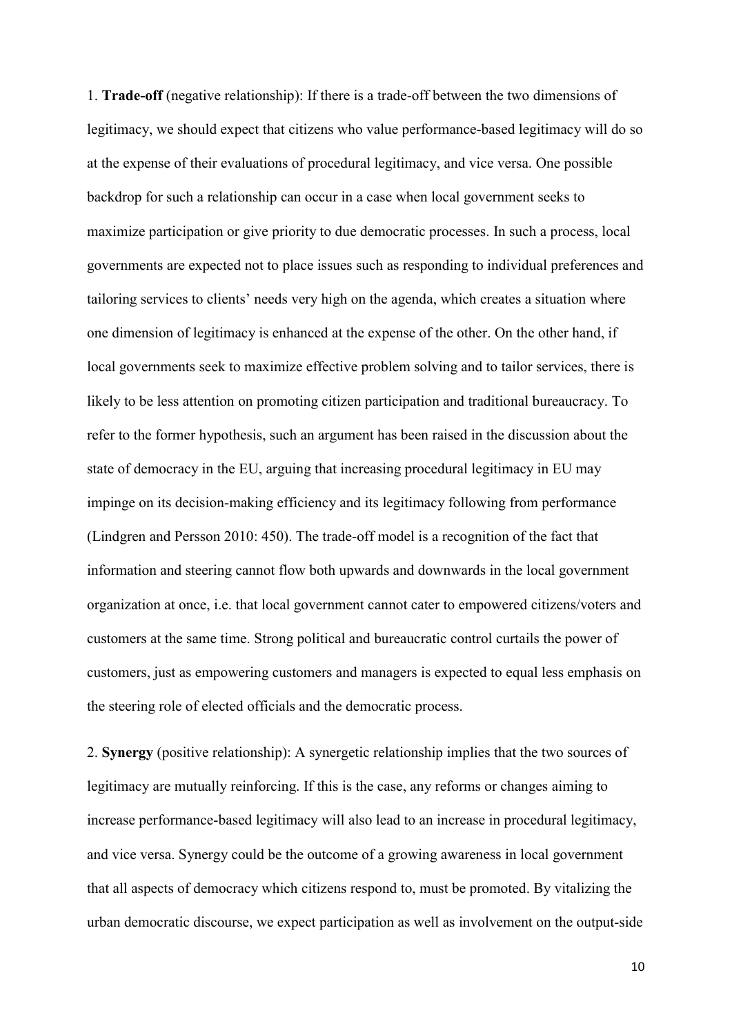1. **Trade-off** (negative relationship): If there is a trade-off between the two dimensions of legitimacy, we should expect that citizens who value performance-based legitimacy will do so at the expense of their evaluations of procedural legitimacy, and vice versa. One possible backdrop for such a relationship can occur in a case when local government seeks to maximize participation or give priority to due democratic processes. In such a process, local governments are expected not to place issues such as responding to individual preferences and tailoring services to clients' needs very high on the agenda, which creates a situation where one dimension of legitimacy is enhanced at the expense of the other. On the other hand, if local governments seek to maximize effective problem solving and to tailor services, there is likely to be less attention on promoting citizen participation and traditional bureaucracy. To refer to the former hypothesis, such an argument has been raised in the discussion about the state of democracy in the EU, arguing that increasing procedural legitimacy in EU may impinge on its decision-making efficiency and its legitimacy following from performance (Lindgren and Persson 2010: 450). The trade-off model is a recognition of the fact that information and steering cannot flow both upwards and downwards in the local government organization at once, i.e. that local government cannot cater to empowered citizens/voters and customers at the same time. Strong political and bureaucratic control curtails the power of customers, just as empowering customers and managers is expected to equal less emphasis on the steering role of elected officials and the democratic process.

2. **Synergy** (positive relationship): A synergetic relationship implies that the two sources of legitimacy are mutually reinforcing. If this is the case, any reforms or changes aiming to increase performance-based legitimacy will also lead to an increase in procedural legitimacy, and vice versa. Synergy could be the outcome of a growing awareness in local government that all aspects of democracy which citizens respond to, must be promoted. By vitalizing the urban democratic discourse, we expect participation as well as involvement on the output-side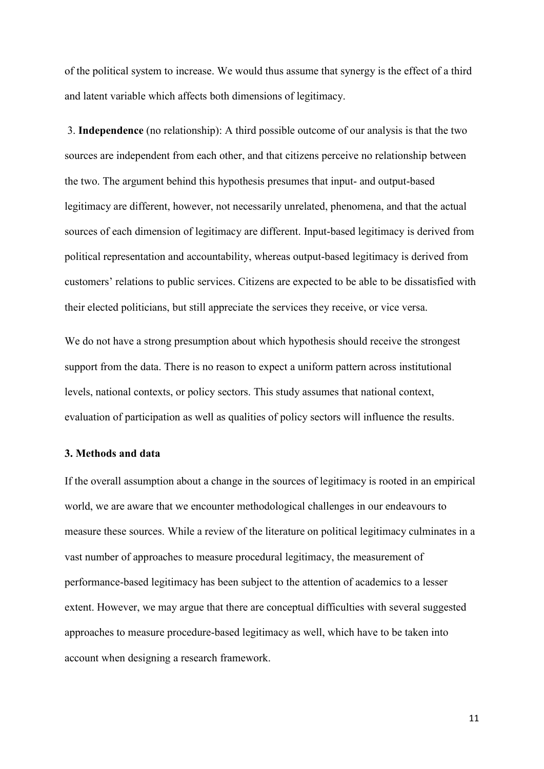of the political system to increase. We would thus assume that synergy is the effect of a third and latent variable which affects both dimensions of legitimacy.

3. **Independence** (no relationship): A third possible outcome of our analysis is that the two sources are independent from each other, and that citizens perceive no relationship between the two. The argument behind this hypothesis presumes that input- and output-based legitimacy are different, however, not necessarily unrelated, phenomena, and that the actual sources of each dimension of legitimacy are different. Input-based legitimacy is derived from political representation and accountability, whereas output-based legitimacy is derived from customers' relations to public services. Citizens are expected to be able to be dissatisfied with their elected politicians, but still appreciate the services they receive, or vice versa.

We do not have a strong presumption about which hypothesis should receive the strongest support from the data. There is no reason to expect a uniform pattern across institutional levels, national contexts, or policy sectors. This study assumes that national context, evaluation of participation as well as qualities of policy sectors will influence the results.

### 3. Methods and data

If the overall assumption about a change in the sources of legitimacy is rooted in an empirical world, we are aware that we encounter methodological challenges in our endeavours to measure these sources. While a review of the literature on political legitimacy culminates in a vast number of approaches to measure procedural legitimacy, the measurement of performance-based legitimacy has been subject to the attention of academics to a lesser extent. However, we may argue that there are conceptual difficulties with several suggested approaches to measure procedure-based legitimacy as well, which have to be taken into account when designing a research framework.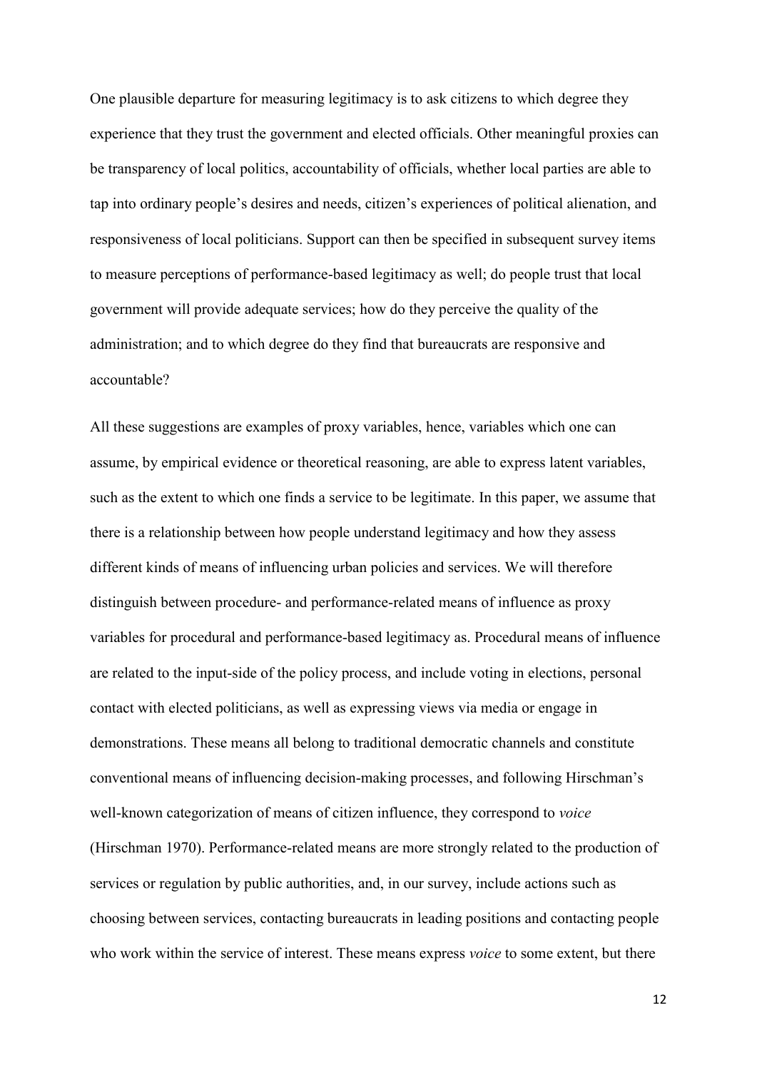One plausible departure for measuring legitimacy is to ask citizens to which degree they experience that they trust the government and elected officials. Other meaningful proxies can be transparency of local politics, accountability of officials, whether local parties are able to tap into ordinary people's desires and needs, citizen's experiences of political alienation, and responsiveness of local politicians. Support can then be specified in subsequent survey items to measure perceptions of performance-based legitimacy as well; do people trust that local government will provide adequate services; how do they perceive the quality of the administration; and to which degree do they find that bureaucrats are responsive and accountable?

All these suggestions are examples of proxy variables, hence, variables which one can assume, by empirical evidence or theoretical reasoning, are able to express latent variables, such as the extent to which one finds a service to be legitimate. In this paper, we assume that there is a relationship between how people understand legitimacy and how they assess different kinds of means of influencing urban policies and services. We will therefore distinguish between procedure- and performance-related means of influence as proxy variables for procedural and performance-based legitimacy as. Procedural means of influence are related to the input-side of the policy process, and include voting in elections, personal contact with elected politicians, as well as expressing views via media or engage in demonstrations. These means all belong to traditional democratic channels and constitute conventional means of influencing decision-making processes, and following Hirschman's well-known categorization of means of citizen influence, they correspond to *voice* (Hirschman 1970). Performance-related means are more strongly related to the production of services or regulation by public authorities, and, in our survey, include actions such as choosing between services, contacting bureaucrats in leading positions and contacting people who work within the service of interest. These means express *voice* to some extent, but there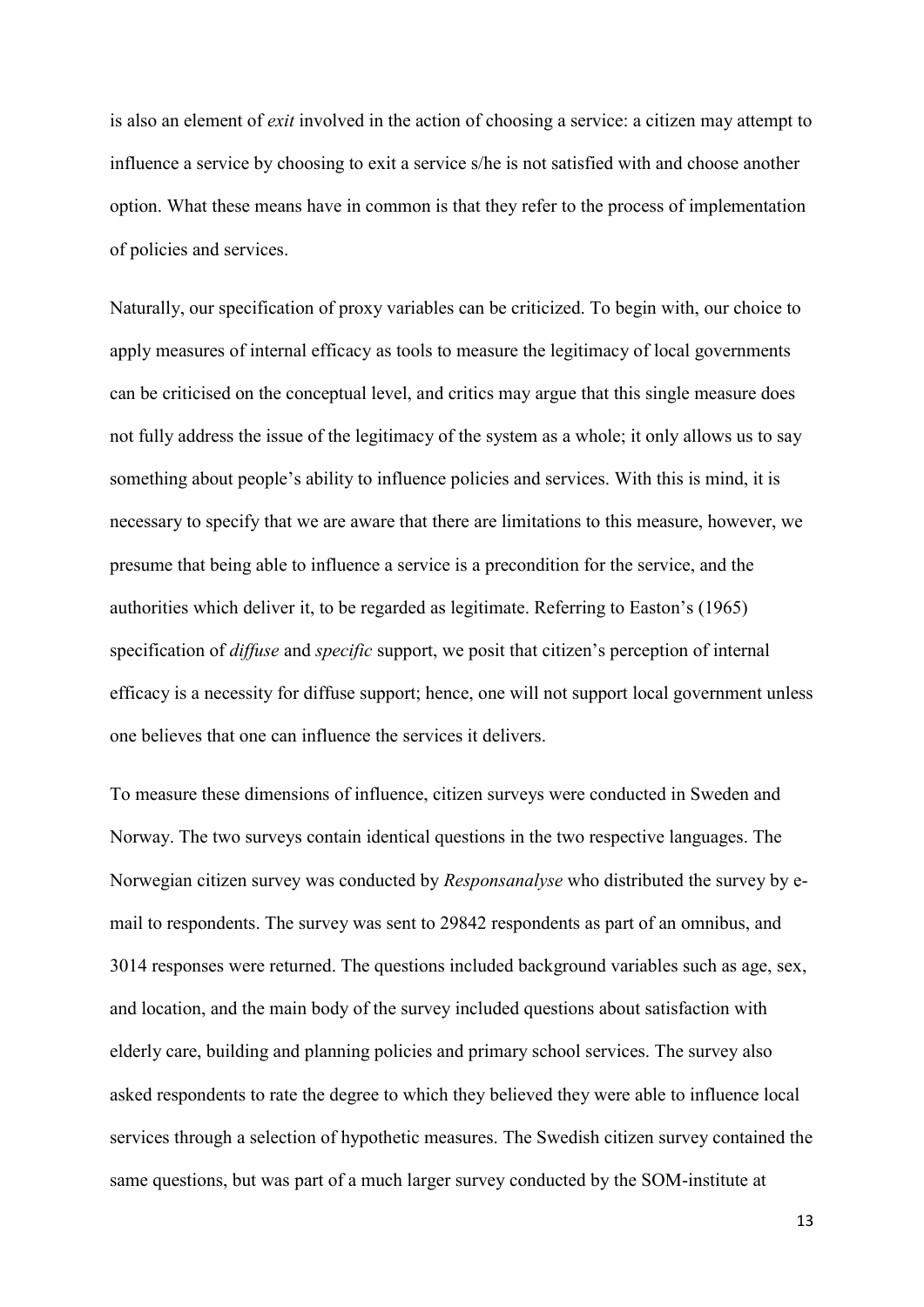is also an element of *exit* involved in the action of choosing a service: a citizen may attempt to influence a service by choosing to exit a service s/he is not satisfied with and choose another option. What these means have in common is that they refer to the process of implementation of policies and services.

Naturally, our specification of proxy variables can be criticized. To begin with, our choice to apply measures of internal efficacy as tools to measure the legitimacy of local governments can be criticised on the conceptual level, and critics may argue that this single measure does not fully address the issue of the legitimacy of the system as a whole; it only allows us to say something about people's ability to influence policies and services. With this is mind, it is necessary to specify that we are aware that there are limitations to this measure, however, we presume that being able to influence a service is a precondition for the service, and the authorities which deliver it, to be regarded as legitimate. Referring to Easton's (1965) specification of *diffuse* and *specific* support, we posit that citizen's perception of internal efficacy is a necessity for diffuse support; hence, one will not support local government unless one believes that one can influence the services it delivers.

To measure these dimensions of influence, citizen surveys were conducted in Sweden and Norway. The two surveys contain identical questions in the two respective languages. The Norwegian citizen survey was conducted by *Responsanalyse* who distributed the survey by e-mail to respondents. The survey was sent to 29842 respondents as part of an omnibus, and 3014 responses were returned. The questions included background variables such as age, sex, and location, and the main body of the survey included questions about satisfaction with elderly care, building and planning policies and primary school services. The survey also asked respondents to rate the degree to which they believed they were able to influence local services through a selection of hypothetic measures. The Swedish citizen survey contained the same questions, but was part of a much larger survey conducted by the SOM-institute at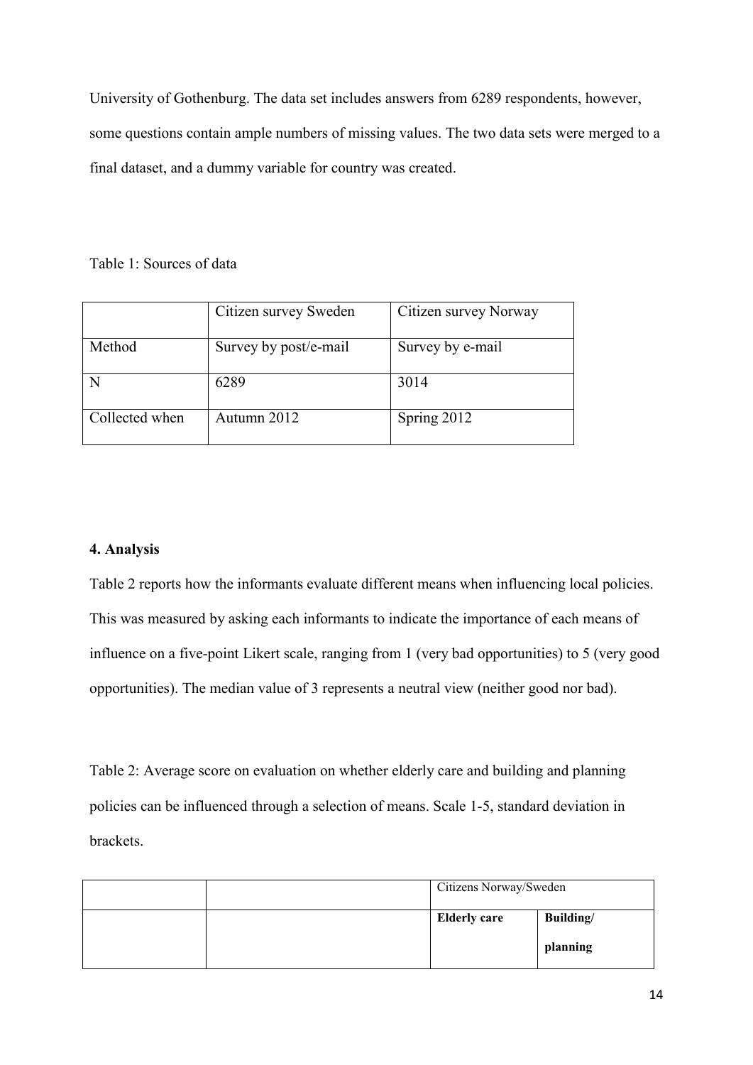University of Gothenburg. The data set includes answers from 6289 respondents, however, some questions contain ample numbers of missing values. The two data sets were merged to a final dataset, and a dummy variable for country was created.

Table 1: Sources of data

| | Citizen survey Sweden | Citizen survey Norway |
|---|---|---|
| Method | Survey by post/e-mail | Survey by e-mail |
| N | 6289 | 3014 |
| Collected when | Autumn 2012 | Spring 2012 |

#### 4. Analysis

Table 2 reports how the informants evaluate different means when influencing local policies. This was measured by asking each informants to indicate the importance of each means of influence on a five-point Likert scale, ranging from 1 (very bad opportunities) to 5 (very good opportunities). The median value of 3 represents a neutral view (neither good nor bad).

Table 2: Average score on evaluation on whether elderly care and building and planning policies can be influenced through a selection of means. Scale 1-5, standard deviation in brackets.

| | | Citizens Norway/Sweden | |
|---|---|---|---|
| | | **Elderly care** | **Building/ planning** |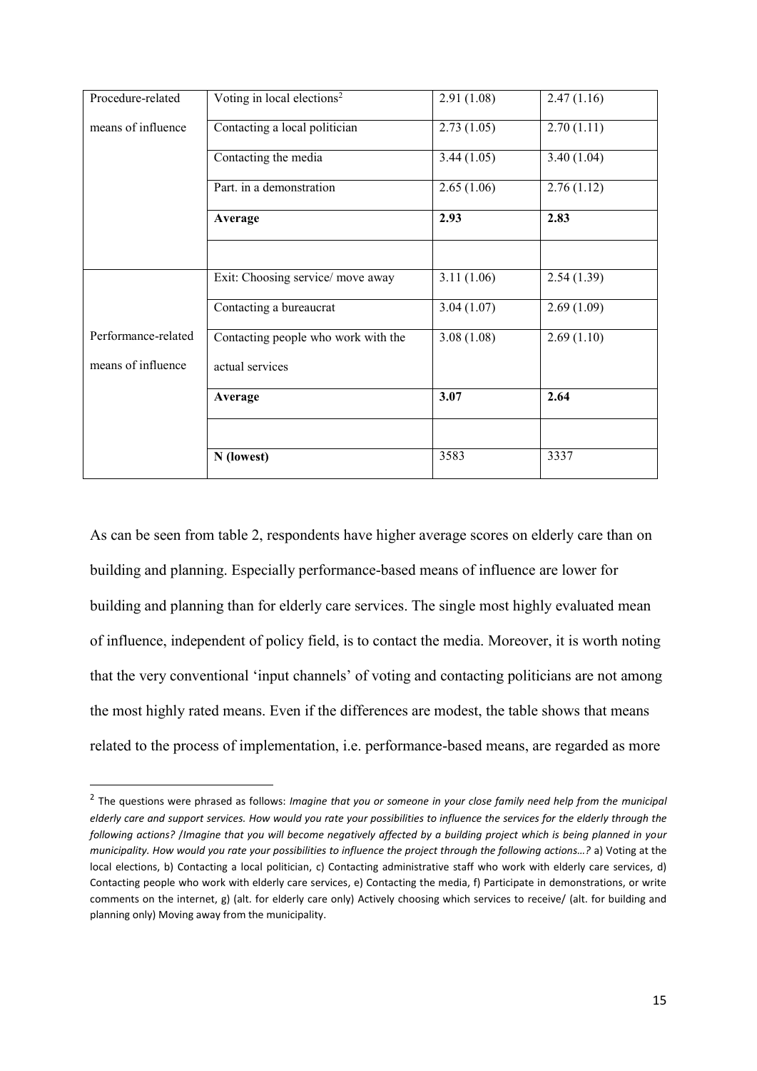| | | | |
|---|---|---|---|
| Procedure-related means of influence | Voting in local elections[2] | 2.91 (1.08) | 2.47 (1.16) |
| | Contacting a local politician | 2.73 (1.05) | 2.70 (1.11) |
| | Contacting the media | 3.44 (1.05) | 3.40 (1.04) |
| | Part. in a demonstration | 2.65 (1.06) | 2.76 (1.12) |
| | **Average** | **2.93** | **2.83** |
| | | | |
| Performance-related means of influence | Exit: Choosing service/ move away | 3.11 (1.06) | 2.54 (1.39) |
| | Contacting a bureaucrat | 3.04 (1.07) | 2.69 (1.09) |
| | Contacting people who work with the actual services | 3.08 (1.08) | 2.69 (1.10) |
| | **Average** | **3.07** | **2.64** |
| | | | |
| | **N (lowest)** | 3583 | 3337 |

As can be seen from table 2, respondents have higher average scores on elderly care than on building and planning. Especially performance-based means of influence are lower for building and planning than for elderly care services. The single most highly evaluated mean of influence, independent of policy field, is to contact the media. Moreover, it is worth noting that the very conventional 'input channels' of voting and contacting politicians are not among the most highly rated means. Even if the differences are modest, the table shows that means related to the process of implementation, i.e. performance-based means, are regarded as more

[2] The questions were phrased as follows: *Imagine that you or someone in your close family need help from the municipal elderly care and support services. How would you rate your possibilities to influence the services for the elderly through the following actions? /Imagine that you will become negatively affected by a building project which is being planned in your municipality. How would you rate your possibilities to influence the project through the following actions…?* a) Voting at the local elections, b) Contacting a local politician, c) Contacting administrative staff who work with elderly care services, d) Contacting people who work with elderly care services, e) Contacting the media, f) Participate in demonstrations, or write comments on the internet, g) (alt. for elderly care only) Actively choosing which services to receive/ (alt. for building and planning only) Moving away from the municipality.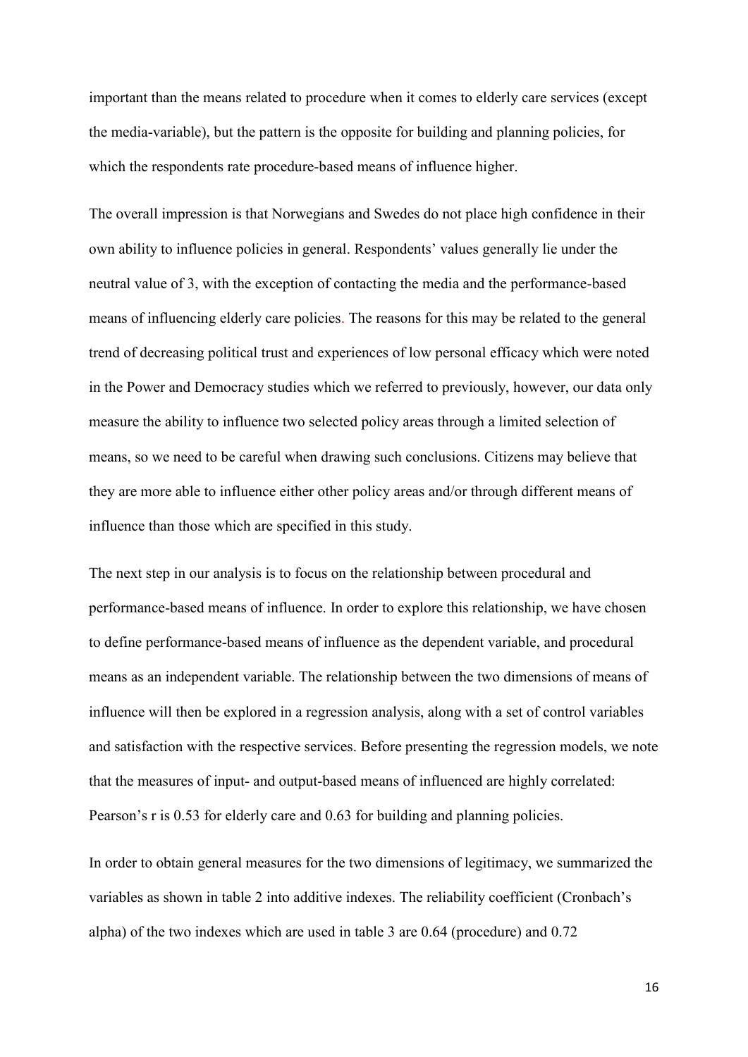important than the means related to procedure when it comes to elderly care services (except the media-variable), but the pattern is the opposite for building and planning policies, for which the respondents rate procedure-based means of influence higher.

The overall impression is that Norwegians and Swedes do not place high confidence in their own ability to influence policies in general. Respondents' values generally lie under the neutral value of 3, with the exception of contacting the media and the performance-based means of influencing elderly care policies. The reasons for this may be related to the general trend of decreasing political trust and experiences of low personal efficacy which were noted in the Power and Democracy studies which we referred to previously, however, our data only measure the ability to influence two selected policy areas through a limited selection of means, so we need to be careful when drawing such conclusions. Citizens may believe that they are more able to influence either other policy areas and/or through different means of influence than those which are specified in this study.

The next step in our analysis is to focus on the relationship between procedural and performance-based means of influence. In order to explore this relationship, we have chosen to define performance-based means of influence as the dependent variable, and procedural means as an independent variable. The relationship between the two dimensions of means of influence will then be explored in a regression analysis, along with a set of control variables and satisfaction with the respective services. Before presenting the regression models, we note that the measures of input- and output-based means of influenced are highly correlated: Pearson's r is 0.53 for elderly care and 0.63 for building and planning policies.

In order to obtain general measures for the two dimensions of legitimacy, we summarized the variables as shown in table 2 into additive indexes. The reliability coefficient (Cronbach's alpha) of the two indexes which are used in table 3 are 0.64 (procedure) and 0.72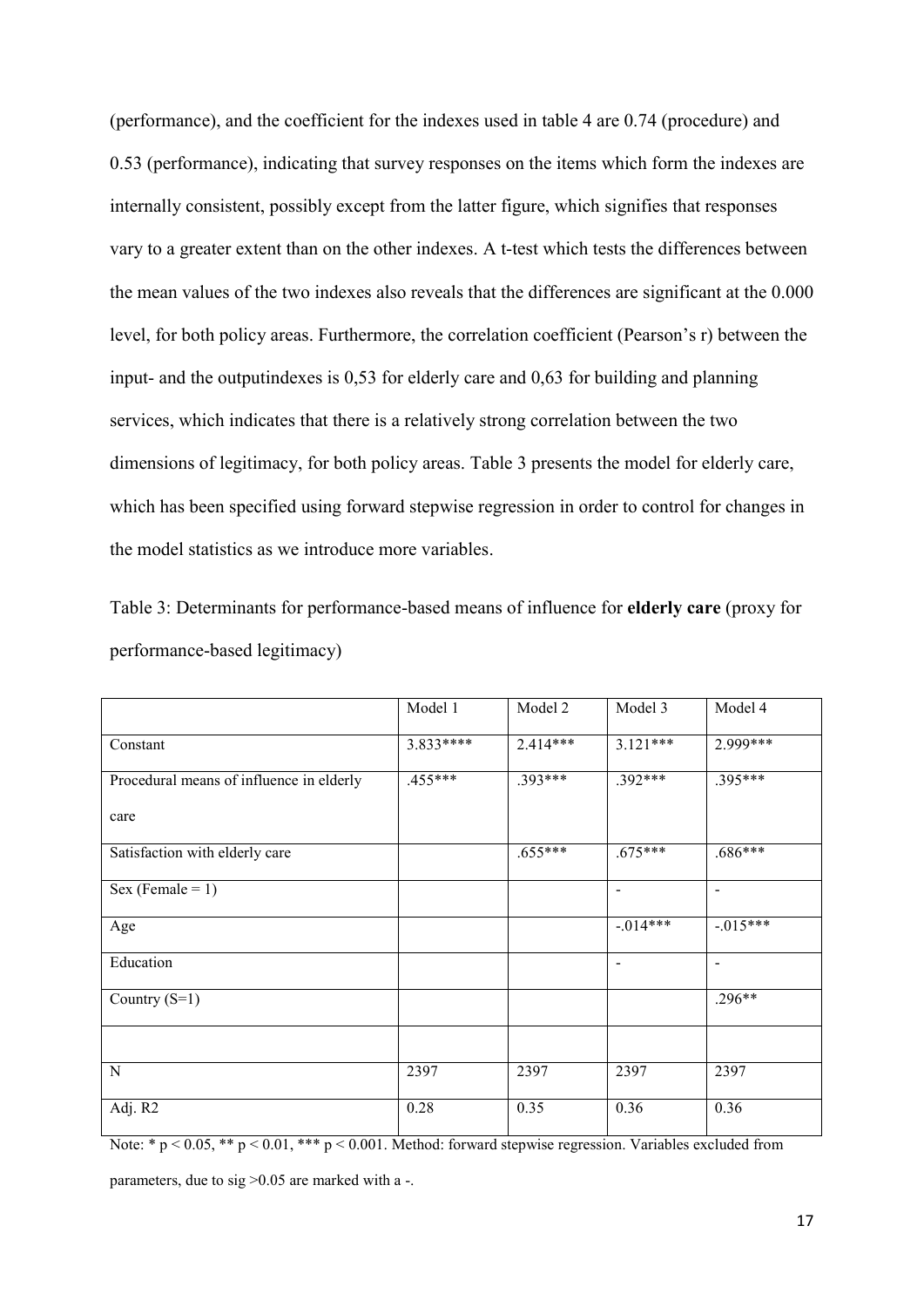(performance), and the coefficient for the indexes used in table 4 are 0.74 (procedure) and 0.53 (performance), indicating that survey responses on the items which form the indexes are internally consistent, possibly except from the latter figure, which signifies that responses vary to a greater extent than on the other indexes. A t-test which tests the differences between the mean values of the two indexes also reveals that the differences are significant at the 0.000 level, for both policy areas. Furthermore, the correlation coefficient (Pearson's r) between the input- and the outputindexes is 0,53 for elderly care and 0,63 for building and planning services, which indicates that there is a relatively strong correlation between the two dimensions of legitimacy, for both policy areas. Table 3 presents the model for elderly care, which has been specified using forward stepwise regression in order to control for changes in the model statistics as we introduce more variables.

Table 3: Determinants for performance-based means of influence for **elderly care** (proxy for performance-based legitimacy)

| | Model 1 | Model 2 | Model 3 | Model 4 |
|---|---|---|---|---|
| Constant | 3.833**** | 2.414*** | 3.121*** | 2.999*** |
| Procedural means of influence in elderly care | .455*** | .393*** | .392*** | .395*** |
| Satisfaction with elderly care | | .655*** | .675*** | .686*** |
| Sex (Female = 1) | | | - | - |
| Age | | | -.014*** | -.015*** |
| Education | | | - | - |
| Country (S=1) | | | | .296** |
| | | | | |
| N | 2397 | 2397 | 2397 | 2397 |
| Adj. R2 | 0.28 | 0.35 | 0.36 | 0.36 |

Note: * $p < 0.05$, ** $p < 0.01$, *** $p < 0.001$. Method: forward stepwise regression. Variables excluded from parameters, due to sig >0.05 are marked with a -.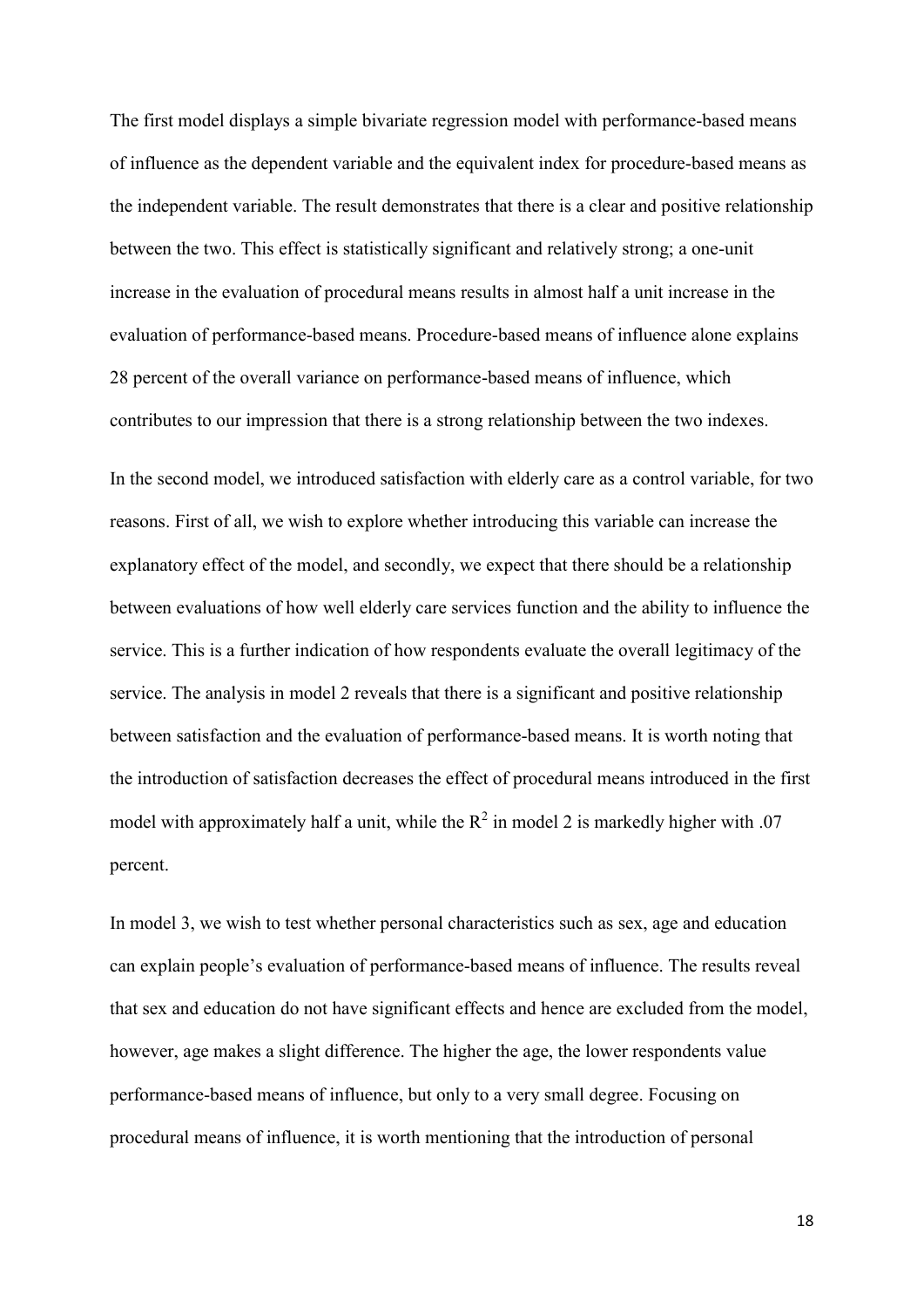The first model displays a simple bivariate regression model with performance-based means of influence as the dependent variable and the equivalent index for procedure-based means as the independent variable. The result demonstrates that there is a clear and positive relationship between the two. This effect is statistically significant and relatively strong; a one-unit increase in the evaluation of procedural means results in almost half a unit increase in the evaluation of performance-based means. Procedure-based means of influence alone explains 28 percent of the overall variance on performance-based means of influence, which contributes to our impression that there is a strong relationship between the two indexes.

In the second model, we introduced satisfaction with elderly care as a control variable, for two reasons. First of all, we wish to explore whether introducing this variable can increase the explanatory effect of the model, and secondly, we expect that there should be a relationship between evaluations of how well elderly care services function and the ability to influence the service. This is a further indication of how respondents evaluate the overall legitimacy of the service. The analysis in model 2 reveals that there is a significant and positive relationship between satisfaction and the evaluation of performance-based means. It is worth noting that the introduction of satisfaction decreases the effect of procedural means introduced in the first model with approximately half a unit, while the $R^2$ in model 2 is markedly higher with .07 percent.

In model 3, we wish to test whether personal characteristics such as sex, age and education can explain people's evaluation of performance-based means of influence. The results reveal that sex and education do not have significant effects and hence are excluded from the model, however, age makes a slight difference. The higher the age, the lower respondents value performance-based means of influence, but only to a very small degree. Focusing on procedural means of influence, it is worth mentioning that the introduction of personal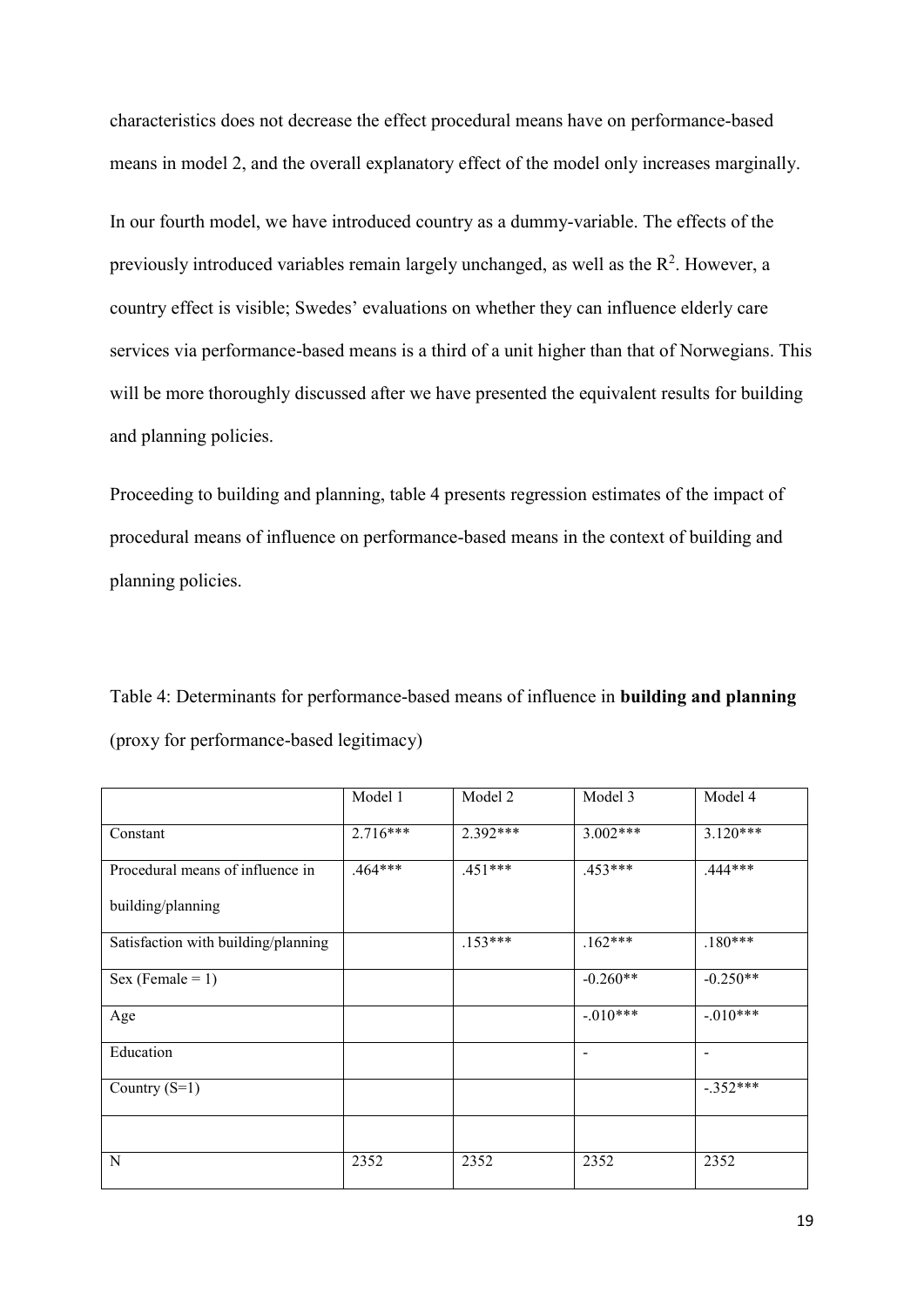characteristics does not decrease the effect procedural means have on performance-based means in model 2, and the overall explanatory effect of the model only increases marginally.

In our fourth model, we have introduced country as a dummy-variable. The effects of the previously introduced variables remain largely unchanged, as well as the $R^2$. However, a country effect is visible; Swedes' evaluations on whether they can influence elderly care services via performance-based means is a third of a unit higher than that of Norwegians. This will be more thoroughly discussed after we have presented the equivalent results for building and planning policies.

Proceeding to building and planning, table 4 presents regression estimates of the impact of procedural means of influence on performance-based means in the context of building and planning policies.

Table 4: Determinants for performance-based means of influence in **building and planning** (proxy for performance-based legitimacy)

| | Model 1 | Model 2 | Model 3 | Model 4 |
|---|---|---|---|---|
| Constant | 2.716*** | 2.392*** | 3.002*** | 3.120*** |
| Procedural means of influence in building/planning | .464*** | .451*** | .453*** | .444*** |
| Satisfaction with building/planning | | .153*** | .162*** | .180*** |
| Sex (Female = 1) | | | -0.260** | -0.250** |
| Age | | | -.010*** | -.010*** |
| Education | | | - | - |
| Country (S=1) | | | | -.352*** |
| | | | | |
| N | 2352 | 2352 | 2352 | 2352 |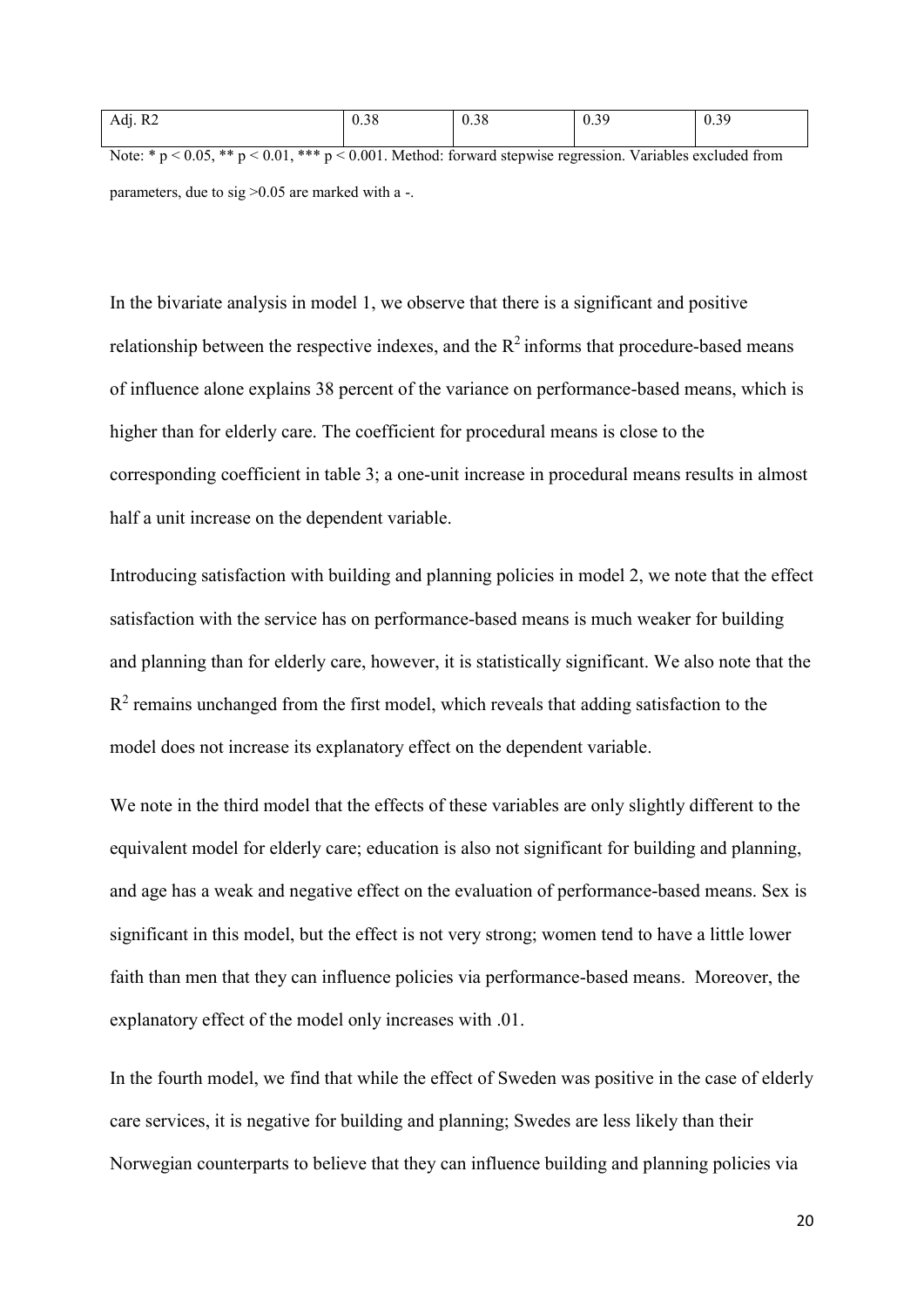| Adj. R2 | 0.38 | 0.38 | 0.39 | 0.39 |
|---|---|---|---|---|

Note: * $p < 0.05$, ** $p < 0.01$, *** $p < 0.001$. Method: forward stepwise regression. Variables excluded from parameters, due to sig >0.05 are marked with a -.

In the bivariate analysis in model 1, we observe that there is a significant and positive relationship between the respective indexes, and the $R^2$ informs that procedure-based means of influence alone explains 38 percent of the variance on performance-based means, which is higher than for elderly care. The coefficient for procedural means is close to the corresponding coefficient in table 3; a one-unit increase in procedural means results in almost half a unit increase on the dependent variable.

Introducing satisfaction with building and planning policies in model 2, we note that the effect satisfaction with the service has on performance-based means is much weaker for building and planning than for elderly care, however, it is statistically significant. We also note that the $R^2$ remains unchanged from the first model, which reveals that adding satisfaction to the model does not increase its explanatory effect on the dependent variable.

We note in the third model that the effects of these variables are only slightly different to the equivalent model for elderly care; education is also not significant for building and planning, and age has a weak and negative effect on the evaluation of performance-based means. Sex is significant in this model, but the effect is not very strong; women tend to have a little lower faith than men that they can influence policies via performance-based means. Moreover, the explanatory effect of the model only increases with .01.

In the fourth model, we find that while the effect of Sweden was positive in the case of elderly care services, it is negative for building and planning; Swedes are less likely than their Norwegian counterparts to believe that they can influence building and planning policies via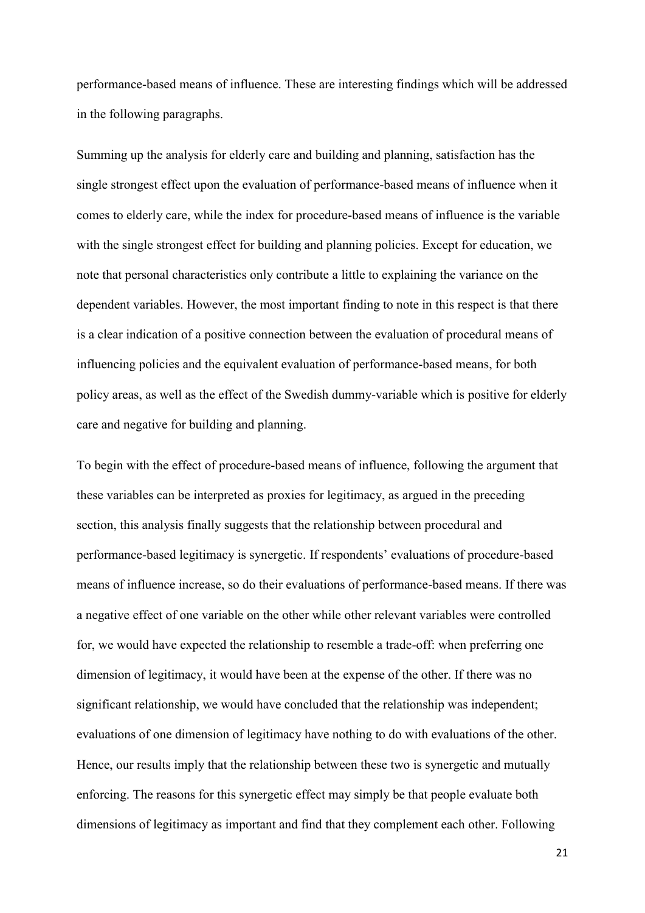performance-based means of influence. These are interesting findings which will be addressed in the following paragraphs.

Summing up the analysis for elderly care and building and planning, satisfaction has the single strongest effect upon the evaluation of performance-based means of influence when it comes to elderly care, while the index for procedure-based means of influence is the variable with the single strongest effect for building and planning policies. Except for education, we note that personal characteristics only contribute a little to explaining the variance on the dependent variables. However, the most important finding to note in this respect is that there is a clear indication of a positive connection between the evaluation of procedural means of influencing policies and the equivalent evaluation of performance-based means, for both policy areas, as well as the effect of the Swedish dummy-variable which is positive for elderly care and negative for building and planning.

To begin with the effect of procedure-based means of influence, following the argument that these variables can be interpreted as proxies for legitimacy, as argued in the preceding section, this analysis finally suggests that the relationship between procedural and performance-based legitimacy is synergetic. If respondents' evaluations of procedure-based means of influence increase, so do their evaluations of performance-based means. If there was a negative effect of one variable on the other while other relevant variables were controlled for, we would have expected the relationship to resemble a trade-off: when preferring one dimension of legitimacy, it would have been at the expense of the other. If there was no significant relationship, we would have concluded that the relationship was independent; evaluations of one dimension of legitimacy have nothing to do with evaluations of the other. Hence, our results imply that the relationship between these two is synergetic and mutually enforcing. The reasons for this synergetic effect may simply be that people evaluate both dimensions of legitimacy as important and find that they complement each other. Following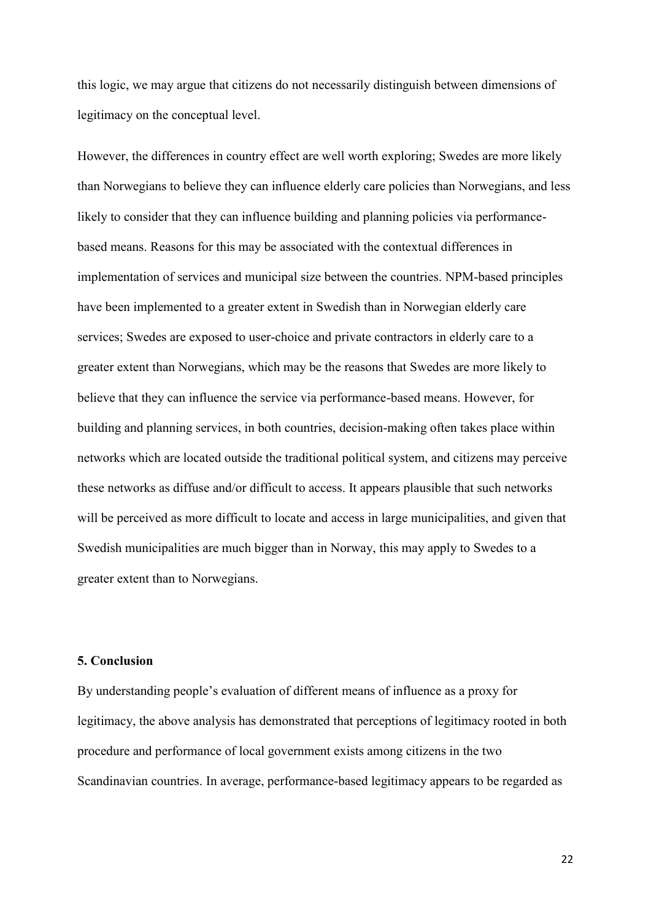this logic, we may argue that citizens do not necessarily distinguish between dimensions of legitimacy on the conceptual level.

However, the differences in country effect are well worth exploring; Swedes are more likely than Norwegians to believe they can influence elderly care policies than Norwegians, and less likely to consider that they can influence building and planning policies via performance-based means. Reasons for this may be associated with the contextual differences in implementation of services and municipal size between the countries. NPM-based principles have been implemented to a greater extent in Swedish than in Norwegian elderly care services; Swedes are exposed to user-choice and private contractors in elderly care to a greater extent than Norwegians, which may be the reasons that Swedes are more likely to believe that they can influence the service via performance-based means. However, for building and planning services, in both countries, decision-making often takes place within networks which are located outside the traditional political system, and citizens may perceive these networks as diffuse and/or difficult to access. It appears plausible that such networks will be perceived as more difficult to locate and access in large municipalities, and given that Swedish municipalities are much bigger than in Norway, this may apply to Swedes to a greater extent than to Norwegians.

## 5. Conclusion

By understanding people's evaluation of different means of influence as a proxy for legitimacy, the above analysis has demonstrated that perceptions of legitimacy rooted in both procedure and performance of local government exists among citizens in the two Scandinavian countries. In average, performance-based legitimacy appears to be regarded as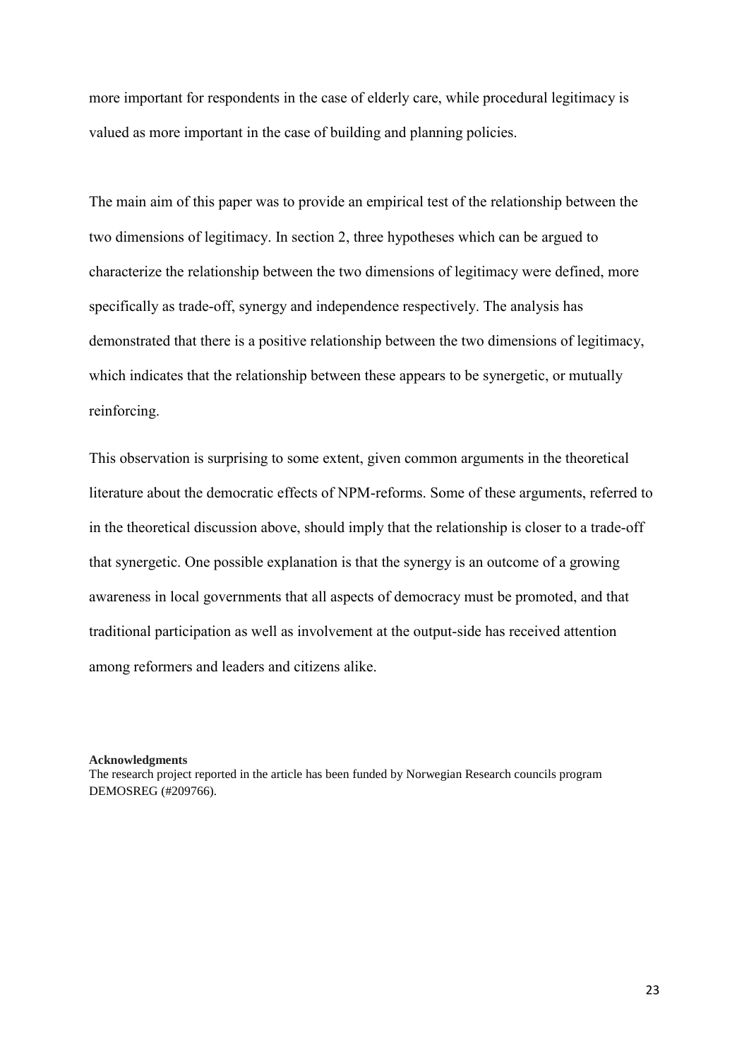more important for respondents in the case of elderly care, while procedural legitimacy is valued as more important in the case of building and planning policies.

The main aim of this paper was to provide an empirical test of the relationship between the two dimensions of legitimacy. In section 2, three hypotheses which can be argued to characterize the relationship between the two dimensions of legitimacy were defined, more specifically as trade-off, synergy and independence respectively. The analysis has demonstrated that there is a positive relationship between the two dimensions of legitimacy, which indicates that the relationship between these appears to be synergetic, or mutually reinforcing.

This observation is surprising to some extent, given common arguments in the theoretical literature about the democratic effects of NPM-reforms. Some of these arguments, referred to in the theoretical discussion above, should imply that the relationship is closer to a trade-off that synergetic. One possible explanation is that the synergy is an outcome of a growing awareness in local governments that all aspects of democracy must be promoted, and that traditional participation as well as involvement at the output-side has received attention among reformers and leaders and citizens alike.

**Acknowledgments**

The research project reported in the article has been funded by Norwegian Research councils program DEMOSREG (#209766).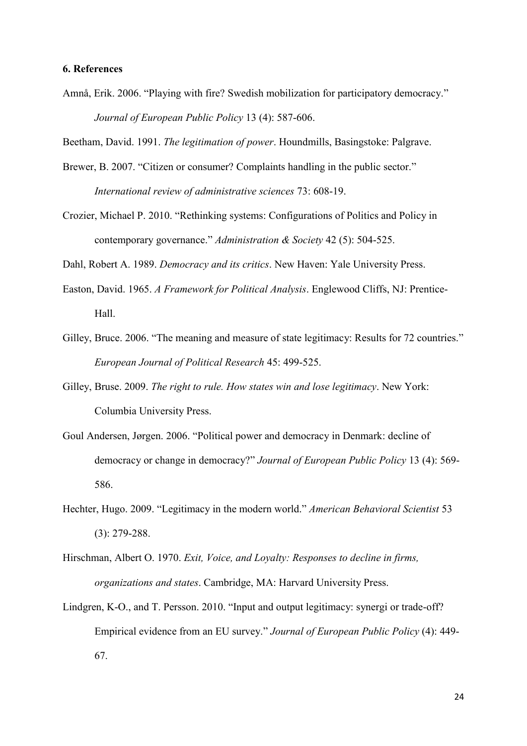### 6. References

Amnå, Erik. 2006. "Playing with fire? Swedish mobilization for participatory democracy." *Journal of European Public Policy* 13 (4): 587-606.

Beetham, David. 1991. *The legitimation of power*. Houndmills, Basingstoke: Palgrave.

Brewer, B. 2007. "Citizen or consumer? Complaints handling in the public sector." *International review of administrative sciences* 73: 608-19.

Crozier, Michael P. 2010. "Rethinking systems: Configurations of Politics and Policy in contemporary governance." *Administration & Society* 42 (5): 504-525.

Dahl, Robert A. 1989. *Democracy and its critics*. New Haven: Yale University Press.

Easton, David. 1965. *A Framework for Political Analysis*. Englewood Cliffs, NJ: Prentice-Hall.

Gilley, Bruce. 2006. "The meaning and measure of state legitimacy: Results for 72 countries." *European Journal of Political Research* 45: 499-525.

Gilley, Bruse. 2009. *The right to rule. How states win and lose legitimacy*. New York: Columbia University Press.

Goul Andersen, Jørgen. 2006. "Political power and democracy in Denmark: decline of democracy or change in democracy?" *Journal of European Public Policy* 13 (4): 569-586.

Hechter, Hugo. 2009. "Legitimacy in the modern world." *American Behavioral Scientist* 53 (3): 279-288.

Hirschman, Albert O. 1970. *Exit, Voice, and Loyalty: Responses to decline in firms, organizations and states*. Cambridge, MA: Harvard University Press.

Lindgren, K-O., and T. Persson. 2010. "Input and output legitimacy: synergi or trade-off? Empirical evidence from an EU survey." *Journal of European Public Policy* (4): 449-67.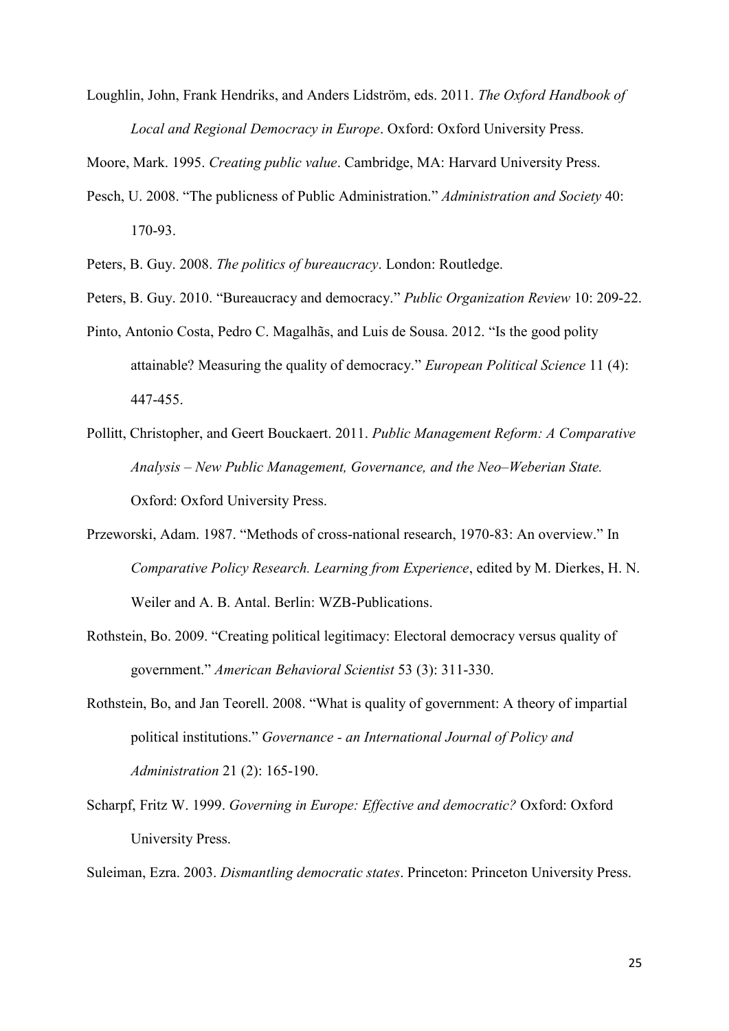Loughlin, John, Frank Hendriks, and Anders Lidström, eds. 2011. *The Oxford Handbook of Local and Regional Democracy in Europe*. Oxford: Oxford University Press.

Moore, Mark. 1995. *Creating public value*. Cambridge, MA: Harvard University Press.

Pesch, U. 2008. "The publicness of Public Administration." *Administration and Society* 40: 170-93.

Peters, B. Guy. 2008. *The politics of bureaucracy*. London: Routledge.

Peters, B. Guy. 2010. "Bureaucracy and democracy." *Public Organization Review* 10: 209-22.

Pinto, Antonio Costa, Pedro C. Magalhãs, and Luis de Sousa. 2012. "Is the good polity attainable? Measuring the quality of democracy." *European Political Science* 11 (4): 447-455.

Pollitt, Christopher, and Geert Bouckaert. 2011. *Public Management Reform: A Comparative Analysis – New Public Management, Governance, and the Neo–Weberian State.* Oxford: Oxford University Press.

Przeworski, Adam. 1987. "Methods of cross-national research, 1970-83: An overview." In *Comparative Policy Research. Learning from Experience*, edited by M. Dierkes, H. N. Weiler and A. B. Antal. Berlin: WZB-Publications.

Rothstein, Bo. 2009. "Creating political legitimacy: Electoral democracy versus quality of government." *American Behavioral Scientist* 53 (3): 311-330.

Rothstein, Bo, and Jan Teorell. 2008. "What is quality of government: A theory of impartial political institutions." *Governance - an International Journal of Policy and Administration* 21 (2): 165-190.

Scharpf, Fritz W. 1999. *Governing in Europe: Effective and democratic?* Oxford: Oxford University Press.

Suleiman, Ezra. 2003. *Dismantling democratic states*. Princeton: Princeton University Press.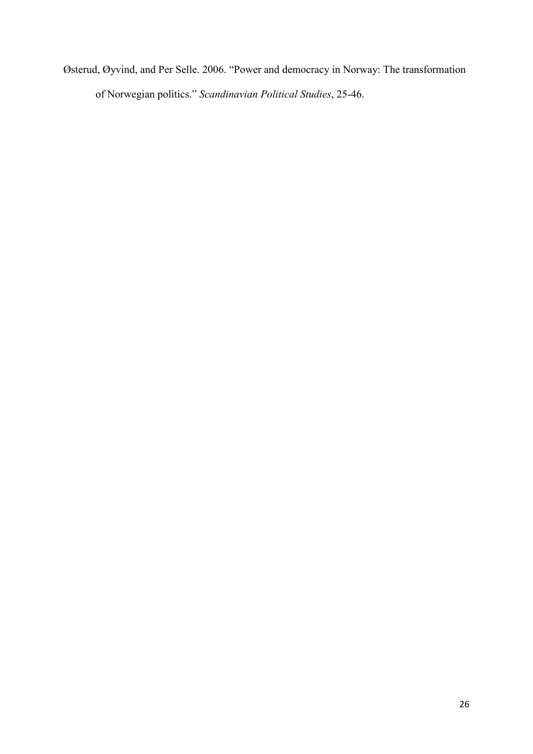Østerud, Øyvind, and Per Selle. 2006. "Power and democracy in Norway: The transformation of Norwegian politics." *Scandinavian Political Studies*, 25-46.